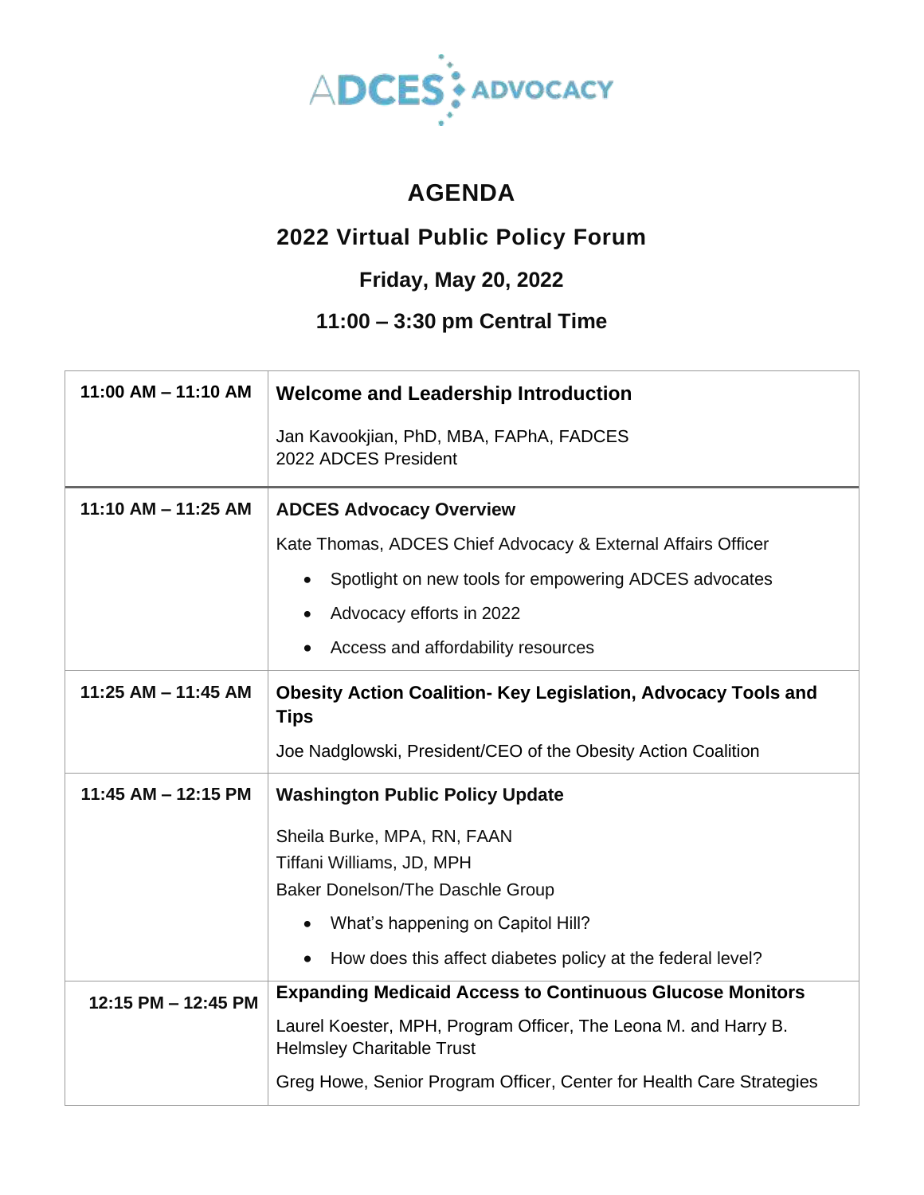ADCES ADVOCACY

# AGENDA

## 2022 Virtual Public Policy Forum

### Friday, May 20, 2022

### 11:00 – 3:30 pm Central Time

| | |
|---|---|
| **11:00 AM – 11:10 AM** | **Welcome and Leadership Introduction**<br><br>Jan Kavookjian, PhD, MBA, FAPhA, FADCES<br>2022 ADCES President |
| **11:10 AM – 11:25 AM** | **ADCES Advocacy Overview**<br><br>Kate Thomas, ADCES Chief Advocacy & External Affairs Officer<br>• Spotlight on new tools for empowering ADCES advocates<br>• Advocacy efforts in 2022<br>• Access and affordability resources |
| **11:25 AM – 11:45 AM** | **Obesity Action Coalition- Key Legislation, Advocacy Tools and Tips**<br><br>Joe Nadglowski, President/CEO of the Obesity Action Coalition |
| **11:45 AM – 12:15 PM** | **Washington Public Policy Update**<br><br>Sheila Burke, MPA, RN, FAAN<br>Tiffani Williams, JD, MPH<br>Baker Donelson/The Daschle Group<br>• What's happening on Capitol Hill?<br>• How does this affect diabetes policy at the federal level? |
| **12:15 PM – 12:45 PM** | **Expanding Medicaid Access to Continuous Glucose Monitors**<br><br>Laurel Koester, MPH, Program Officer, The Leona M. and Harry B. Helmsley Charitable Trust<br><br>Greg Howe, Senior Program Officer, Center for Health Care Strategies |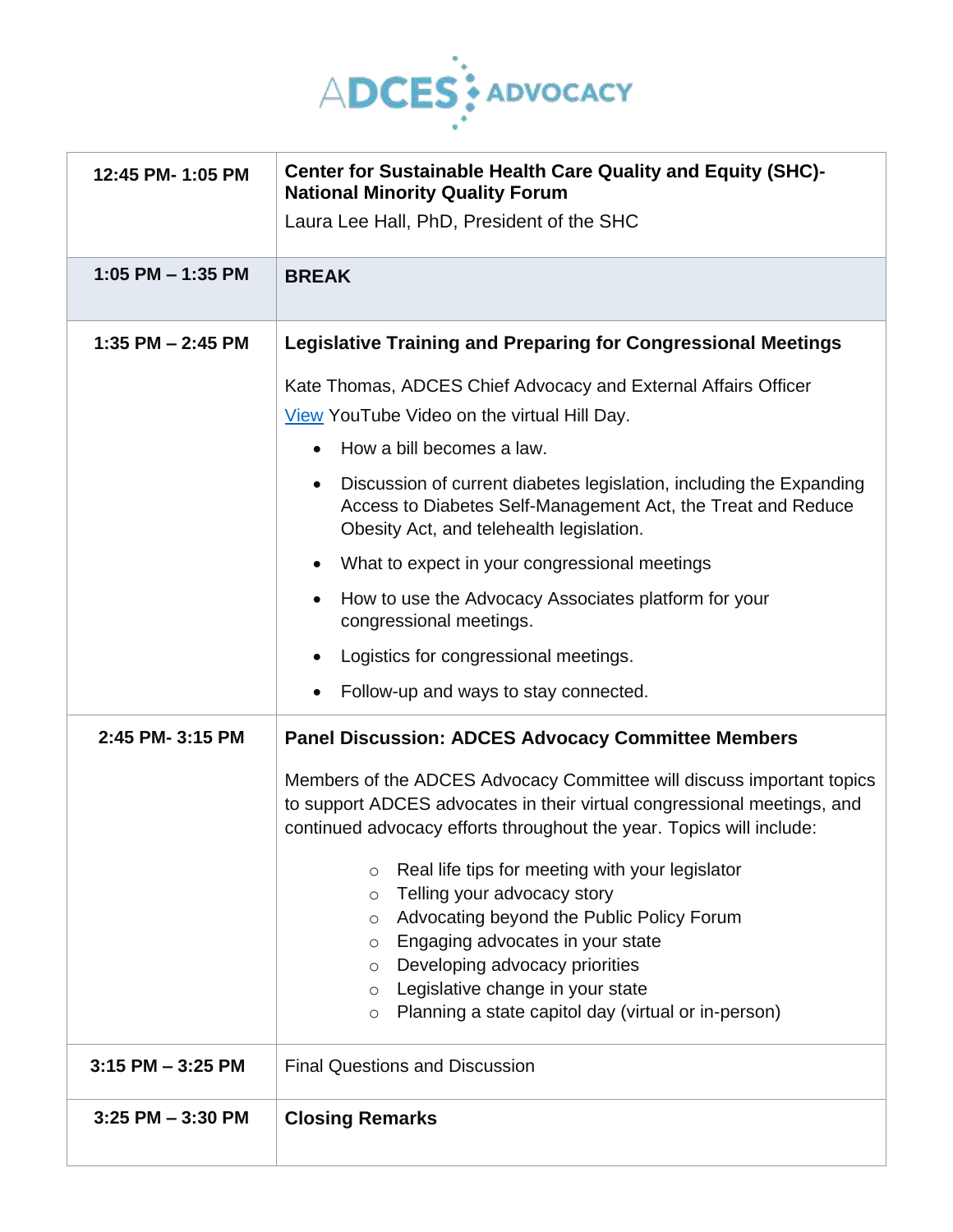| | |
|---|---|
| **12:45 PM- 1:05 PM** | **Center for Sustainable Health Care Quality and Equity (SHC)- National Minority Quality Forum**<br>Laura Lee Hall, PhD, President of the SHC |
| **1:05 PM – 1:35 PM** | **BREAK** |
| **1:35 PM – 2:45 PM** | **Legislative Training and Preparing for Congressional Meetings**<br>Kate Thomas, ADCES Chief Advocacy and External Affairs Officer<br>View YouTube Video on the virtual Hill Day.<br>• How a bill becomes a law.<br>• Discussion of current diabetes legislation, including the Expanding Access to Diabetes Self-Management Act, the Treat and Reduce Obesity Act, and telehealth legislation.<br>• What to expect in your congressional meetings<br>• How to use the Advocacy Associates platform for your congressional meetings.<br>• Logistics for congressional meetings.<br>• Follow-up and ways to stay connected. |
| **2:45 PM- 3:15 PM** | **Panel Discussion: ADCES Advocacy Committee Members**<br>Members of the ADCES Advocacy Committee will discuss important topics to support ADCES advocates in their virtual congressional meetings, and continued advocacy efforts throughout the year. Topics will include:<br>○ Real life tips for meeting with your legislator<br>○ Telling your advocacy story<br>○ Advocating beyond the Public Policy Forum<br>○ Engaging advocates in your state<br>○ Developing advocacy priorities<br>○ Legislative change in your state<br>○ Planning a state capitol day (virtual or in-person) |
| **3:15 PM – 3:25 PM** | Final Questions and Discussion |
| **3:25 PM – 3:30 PM** | **Closing Remarks** |